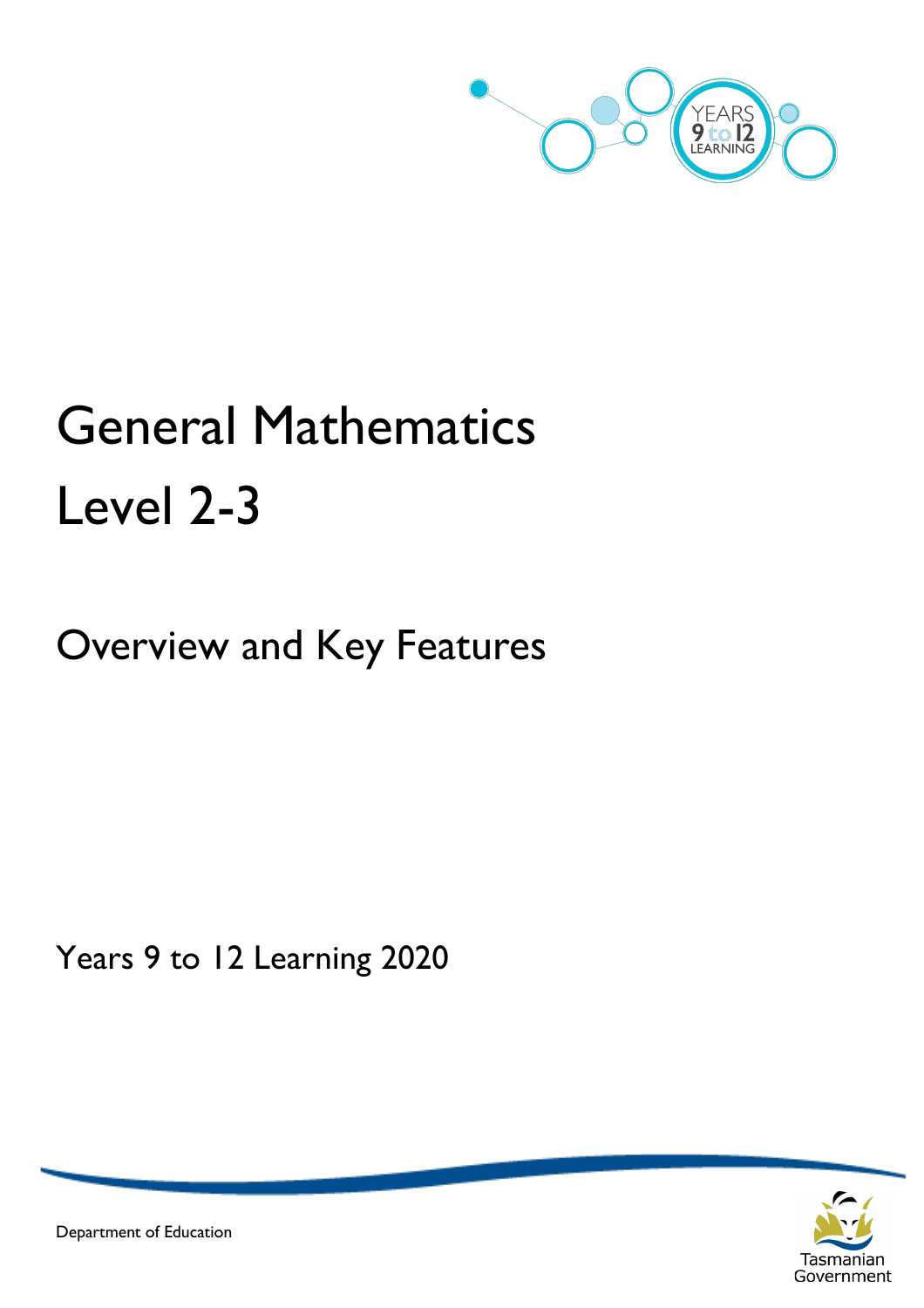# General Mathematics Level 2-3

## Overview and Key Features

Years 9 to 12 Learning 2020

Department of Education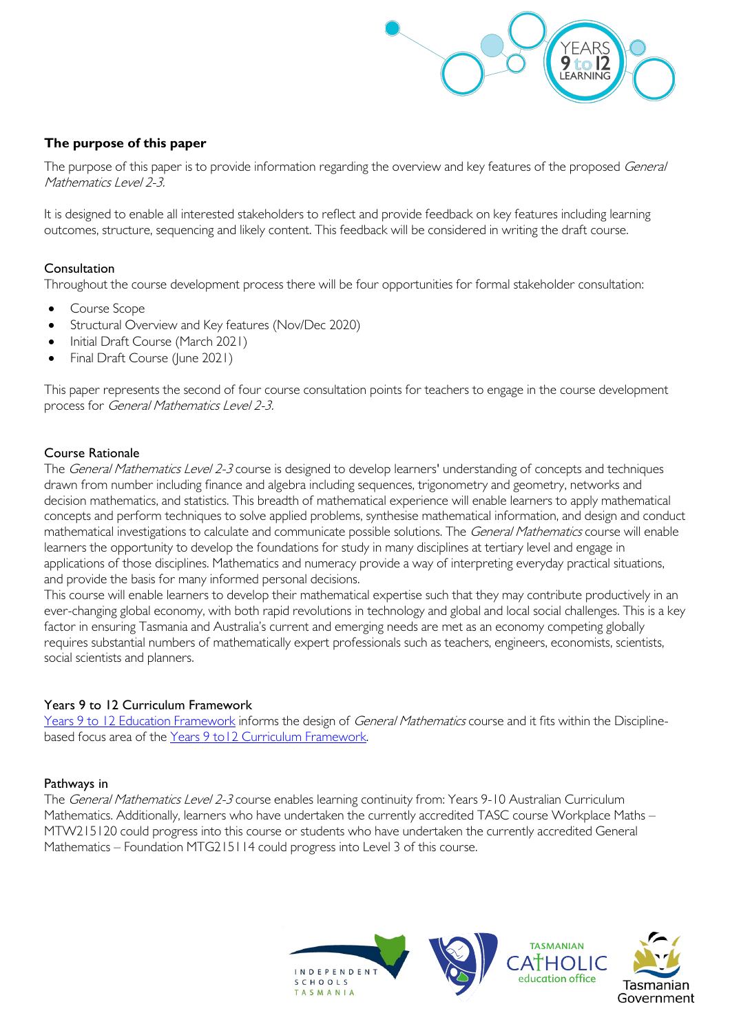### The purpose of this paper

The purpose of this paper is to provide information regarding the overview and key features of the proposed *General Mathematics Level 2-3.*

It is designed to enable all interested stakeholders to reflect and provide feedback on key features including learning outcomes, structure, sequencing and likely content. This feedback will be considered in writing the draft course.

#### Consultation

Throughout the course development process there will be four opportunities for formal stakeholder consultation:

- Course Scope
- Structural Overview and Key features (Nov/Dec 2020)
- Initial Draft Course (March 2021)
- Final Draft Course (June 2021)

This paper represents the second of four course consultation points for teachers to engage in the course development process for *General Mathematics Level 2-3.*

#### Course Rationale

The *General Mathematics Level 2-3* course is designed to develop learners' understanding of concepts and techniques drawn from number including finance and algebra including sequences, trigonometry and geometry, networks and decision mathematics, and statistics. This breadth of mathematical experience will enable learners to apply mathematical concepts and perform techniques to solve applied problems, synthesise mathematical information, and design and conduct mathematical investigations to calculate and communicate possible solutions. The *General Mathematics* course will enable learners the opportunity to develop the foundations for study in many disciplines at tertiary level and engage in applications of those disciplines. Mathematics and numeracy provide a way of interpreting everyday practical situations, and provide the basis for many informed personal decisions.

This course will enable learners to develop their mathematical expertise such that they may contribute productively in an ever-changing global economy, with both rapid revolutions in technology and global and local social challenges. This is a key factor in ensuring Tasmania and Australia's current and emerging needs are met as an economy competing globally requires substantial numbers of mathematically expert professionals such as teachers, engineers, economists, scientists, social scientists and planners.

#### Years 9 to 12 Curriculum Framework

[Years 9 to 12 Education Framework](#) informs the design of *General Mathematics* course and it fits within the Discipline-based focus area of the [Years 9 to12 Curriculum Framework](#).

#### Pathways in

The *General Mathematics Level 2-3* course enables learning continuity from: Years 9-10 Australian Curriculum Mathematics. Additionally, learners who have undertaken the currently accredited TASC course Workplace Maths – MTW215120 could progress into this course or students who have undertaken the currently accredited General Mathematics – Foundation MTG215114 could progress into Level 3 of this course.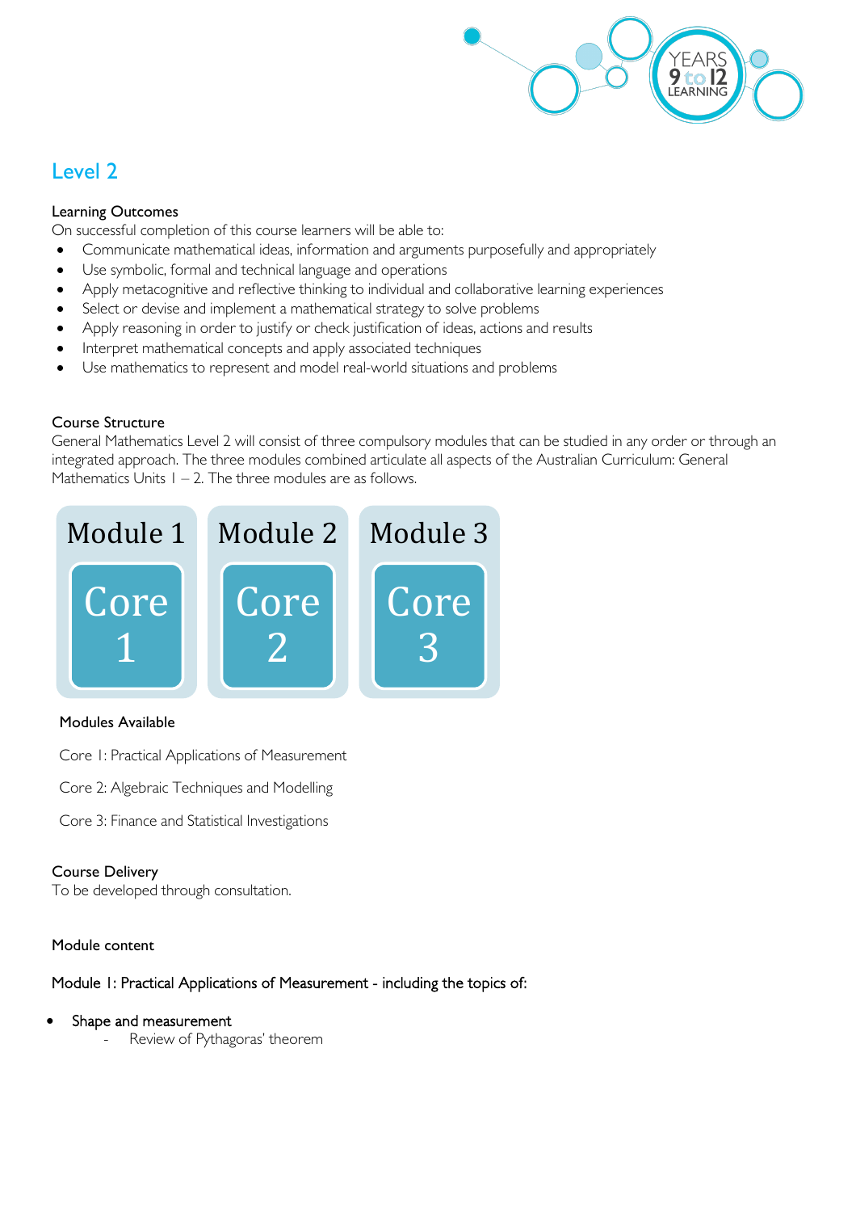## Level 2

**Learning Outcomes**

On successful completion of this course learners will be able to:

- Communicate mathematical ideas, information and arguments purposefully and appropriately
- Use symbolic, formal and technical language and operations
- Apply metacognitive and reflective thinking to individual and collaborative learning experiences
- Select or devise and implement a mathematical strategy to solve problems
- Apply reasoning in order to justify or check justification of ideas, actions and results
- Interpret mathematical concepts and apply associated techniques
- Use mathematics to represent and model real-world situations and problems

**Course Structure**

General Mathematics Level 2 will consist of three compulsory modules that can be studied in any order or through an integrated approach. The three modules combined articulate all aspects of the Australian Curriculum: General Mathematics Units 1 – 2. The three modules are as follows.

| Module 1 | Module 2 | Module 3 |
|---|---|---|
| Core 1 | Core 2 | Core 3 |

**Modules Available**

Core 1: Practical Applications of Measurement

Core 2: Algebraic Techniques and Modelling

Core 3: Finance and Statistical Investigations

**Course Delivery**

To be developed through consultation.

**Module content**

**Module 1: Practical Applications of Measurement - including the topics of:**

- Shape and measurement
  - Review of Pythagoras' theorem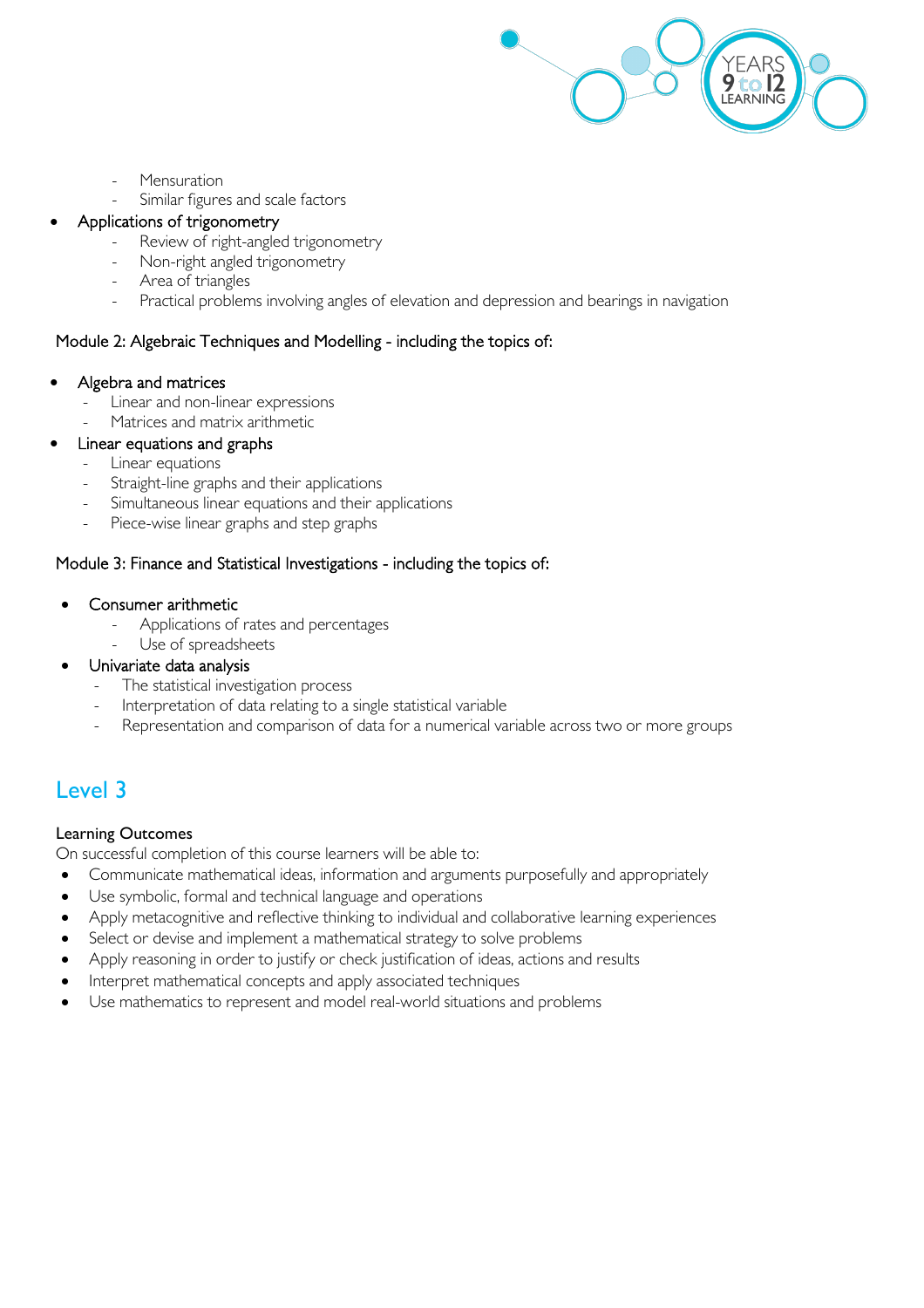- Mensuration
  - Similar figures and scale factors
- Applications of trigonometry
  - Review of right-angled trigonometry
  - Non-right angled trigonometry
  - Area of triangles
  - Practical problems involving angles of elevation and depression and bearings in navigation

Module 2: Algebraic Techniques and Modelling - including the topics of:

- Algebra and matrices
  - Linear and non-linear expressions
  - Matrices and matrix arithmetic
- Linear equations and graphs
  - Linear equations
  - Straight-line graphs and their applications
  - Simultaneous linear equations and their applications
  - Piece-wise linear graphs and step graphs

Module 3: Finance and Statistical Investigations - including the topics of:

- Consumer arithmetic
  - Applications of rates and percentages
  - Use of spreadsheets
- Univariate data analysis
  - The statistical investigation process
  - Interpretation of data relating to a single statistical variable
  - Representation and comparison of data for a numerical variable across two or more groups

## Level 3

Learning Outcomes

On successful completion of this course learners will be able to:

- Communicate mathematical ideas, information and arguments purposefully and appropriately
- Use symbolic, formal and technical language and operations
- Apply metacognitive and reflective thinking to individual and collaborative learning experiences
- Select or devise and implement a mathematical strategy to solve problems
- Apply reasoning in order to justify or check justification of ideas, actions and results
- Interpret mathematical concepts and apply associated techniques
- Use mathematics to represent and model real-world situations and problems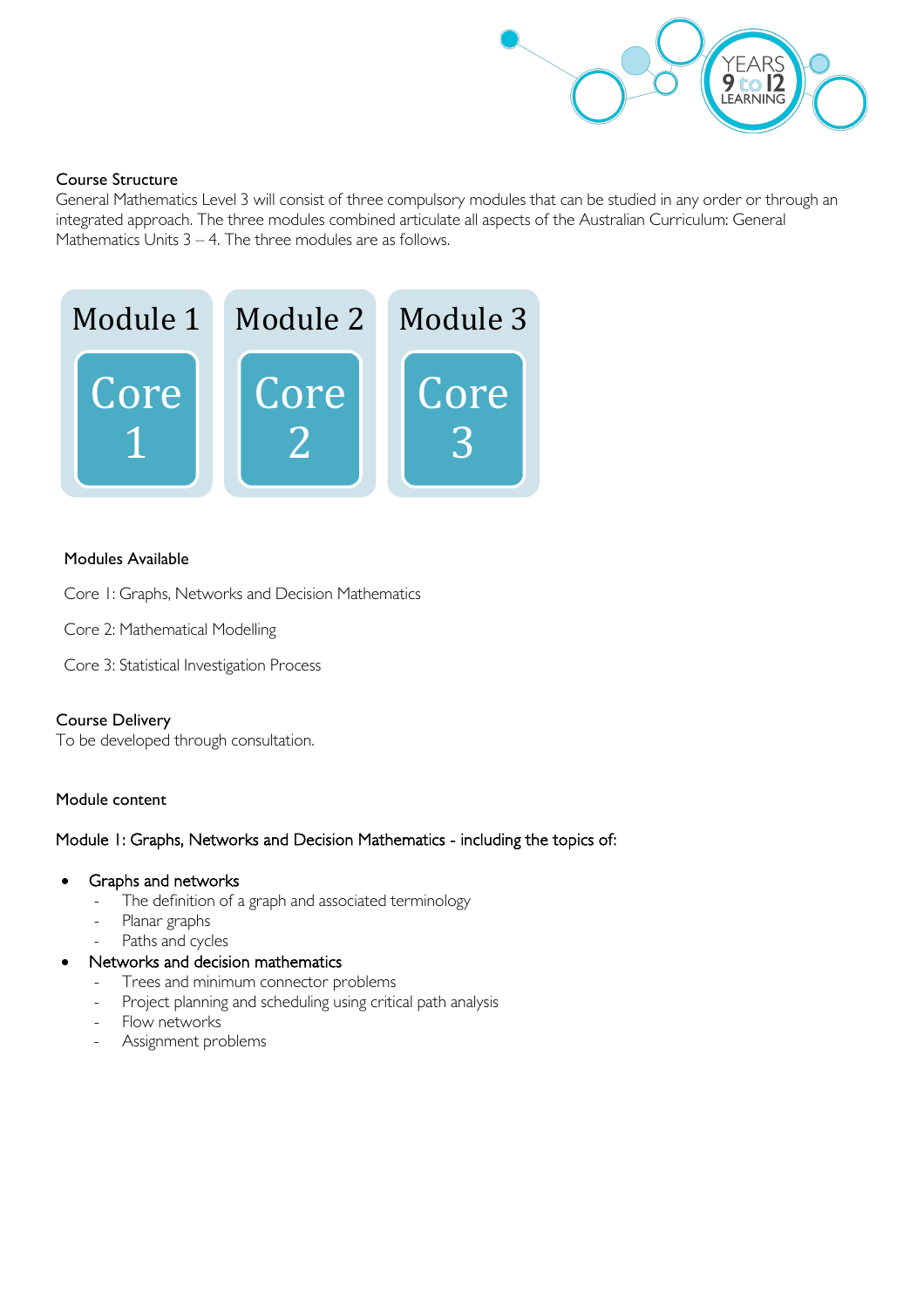## Course Structure

General Mathematics Level 3 will consist of three compulsory modules that can be studied in any order or through an integrated approach. The three modules combined articulate all aspects of the Australian Curriculum: General Mathematics Units 3 – 4. The three modules are as follows.

| Module 1 | Module 2 | Module 3 |
|---|---|---|
| Core 1 | Core 2 | Core 3 |

### Modules Available

Core 1: Graphs, Networks and Decision Mathematics

Core 2: Mathematical Modelling

Core 3: Statistical Investigation Process

## Course Delivery

To be developed through consultation.

## Module content

Module 1: Graphs, Networks and Decision Mathematics - including the topics of:

- Graphs and networks
  - The definition of a graph and associated terminology
  - Planar graphs
  - Paths and cycles
- Networks and decision mathematics
  - Trees and minimum connector problems
  - Project planning and scheduling using critical path analysis
  - Flow networks
  - Assignment problems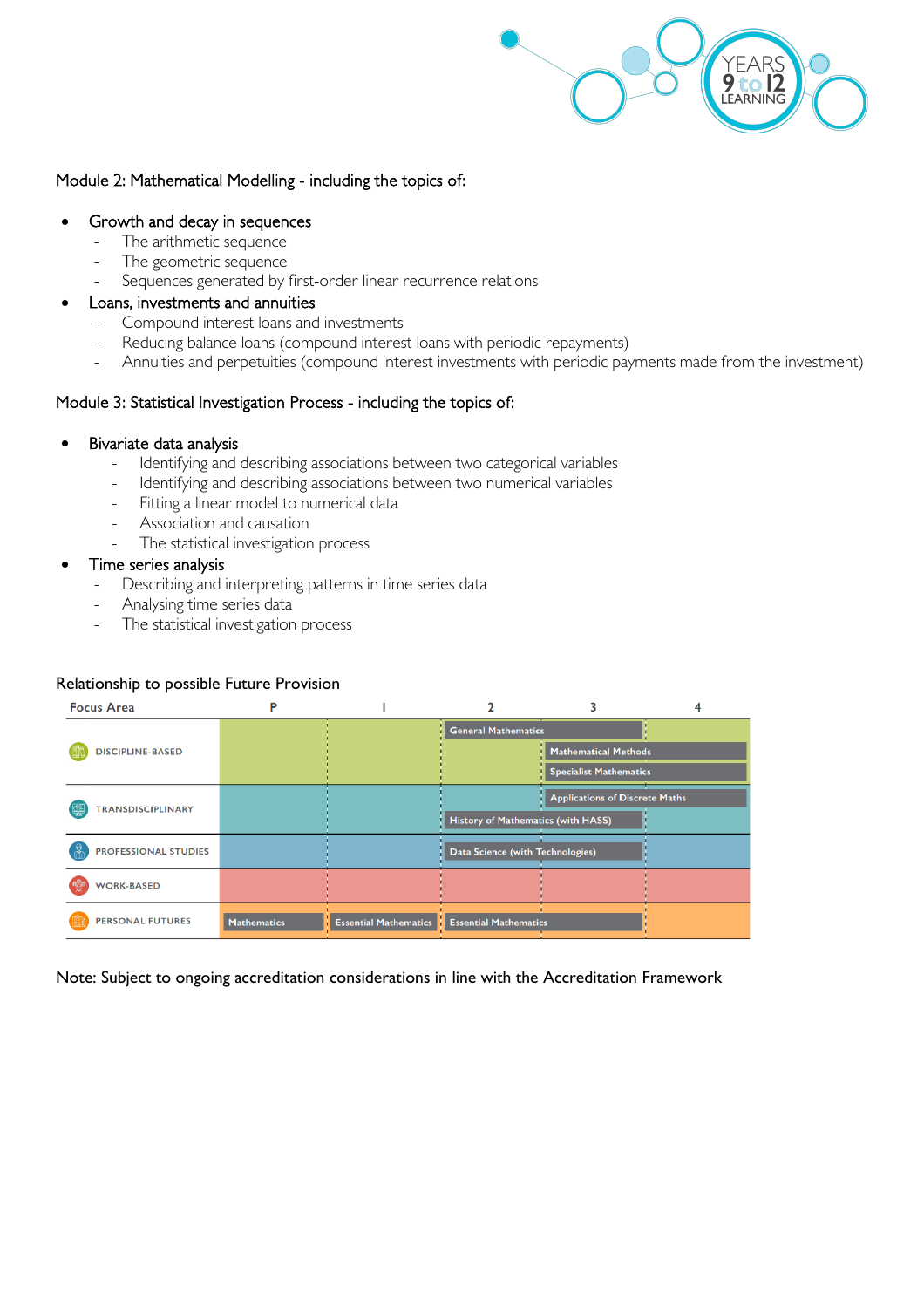Module 2: Mathematical Modelling - including the topics of:

- Growth and decay in sequences
  - The arithmetic sequence
  - The geometric sequence
  - Sequences generated by first-order linear recurrence relations
- Loans, investments and annuities
  - Compound interest loans and investments
  - Reducing balance loans (compound interest loans with periodic repayments)
  - Annuities and perpetuities (compound interest investments with periodic payments made from the investment)

Module 3: Statistical Investigation Process - including the topics of:

- Bivariate data analysis
  - Identifying and describing associations between two categorical variables
  - Identifying and describing associations between two numerical variables
  - Fitting a linear model to numerical data
  - Association and causation
  - The statistical investigation process
- Time series analysis
  - Describing and interpreting patterns in time series data
  - Analysing time series data
  - The statistical investigation process

Relationship to possible Future Provision

Focus Area
P
I
2
3
4

DISCIPLINE-BASED
General Mathematics
Mathematical Methods
Specialist Mathematics

TRANSDISCIPLINARY
Applications of Discrete Maths
History of Mathematics (with HASS)

PROFESSIONAL STUDIES
Data Science (with Technologies)

WORK-BASED

PERSONAL FUTURES
Mathematics
Essential Mathematics
Essential Mathematics

Note: Subject to ongoing accreditation considerations in line with the Accreditation Framework